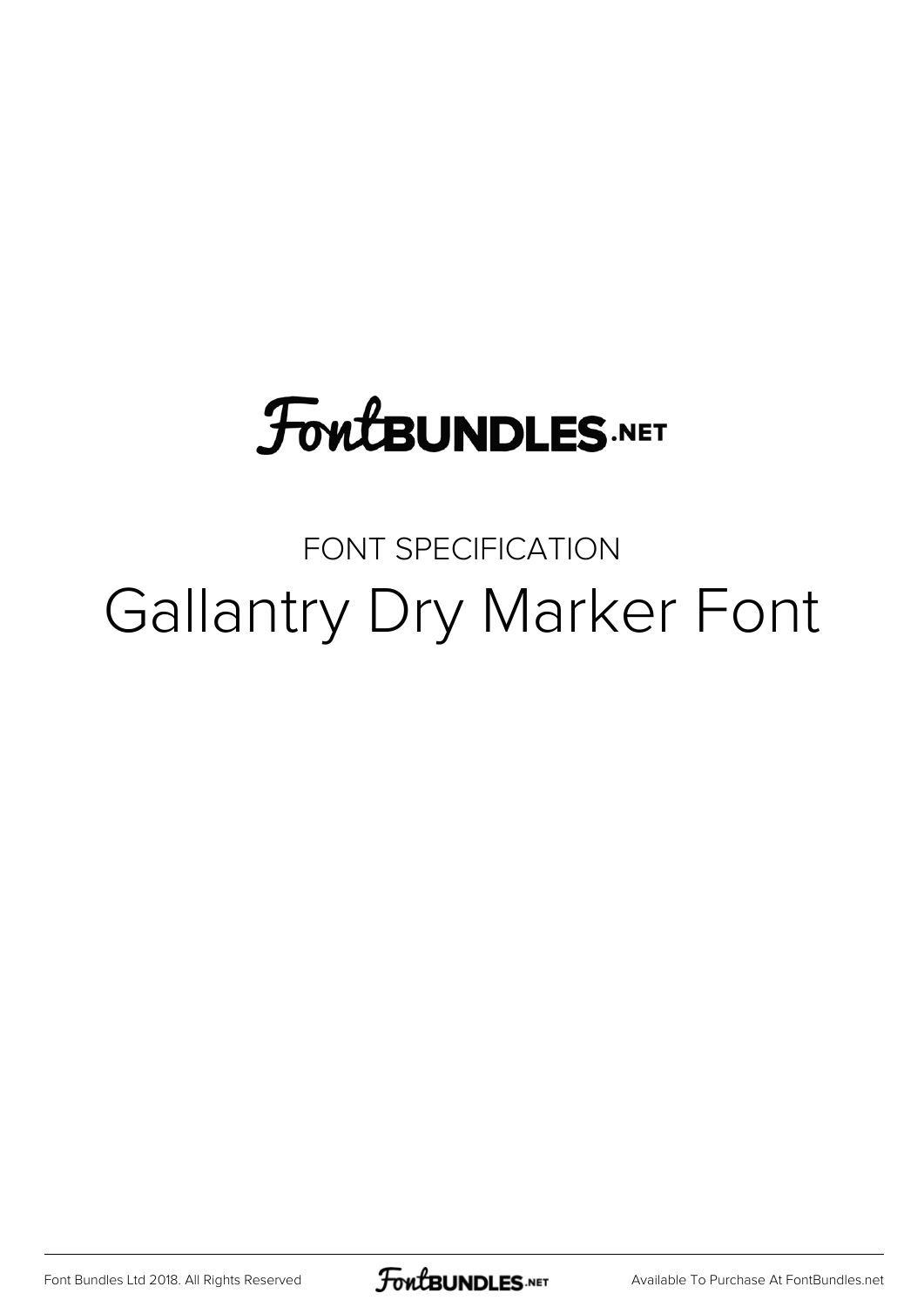# FontBUNDLES.NET

FONT SPECIFICATION

## Gallantry Dry Marker Font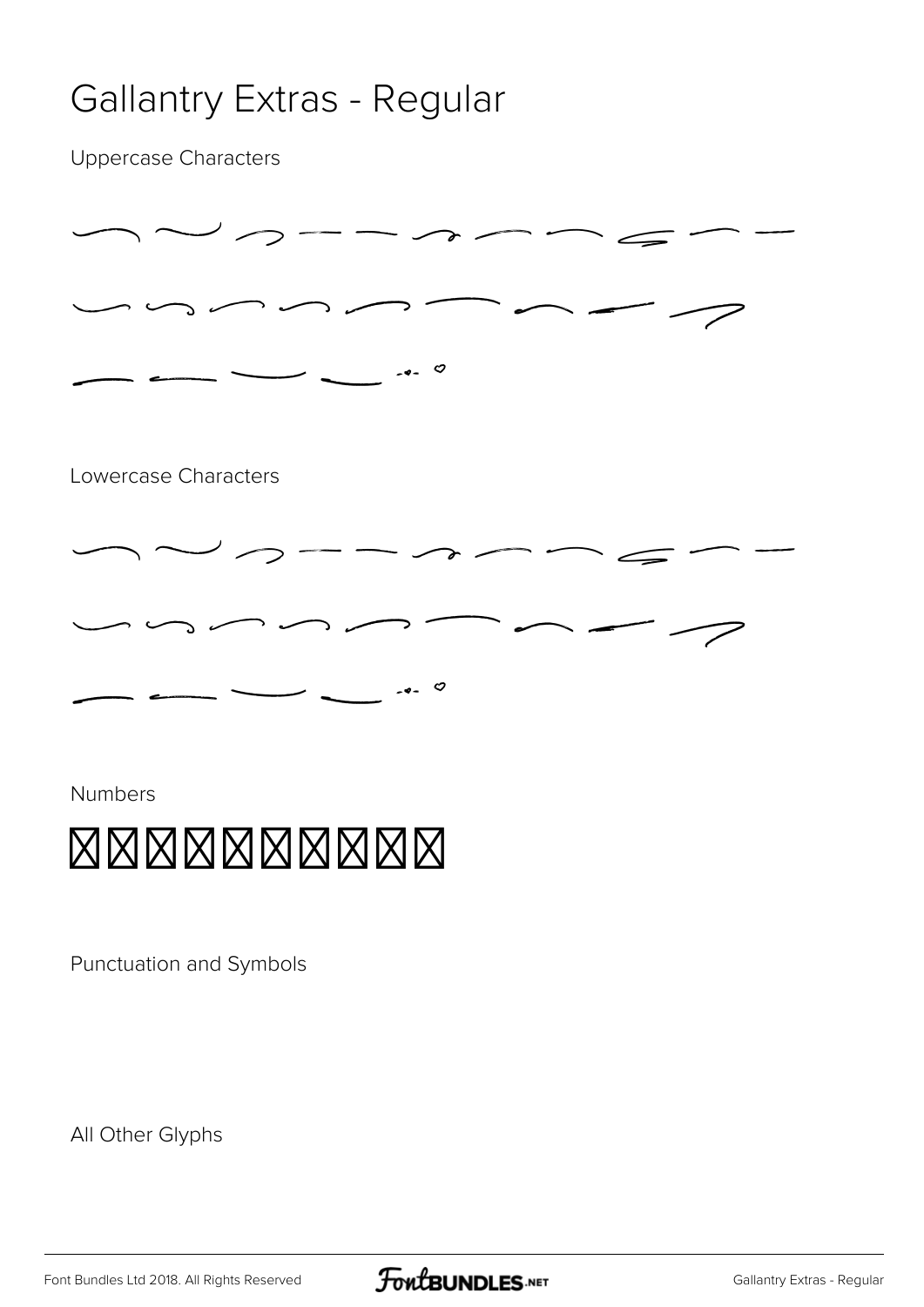# Gallantry Extras - Regular

Uppercase Characters

Lowercase Characters

Numbers

Punctuation and Symbols

All Other Glyphs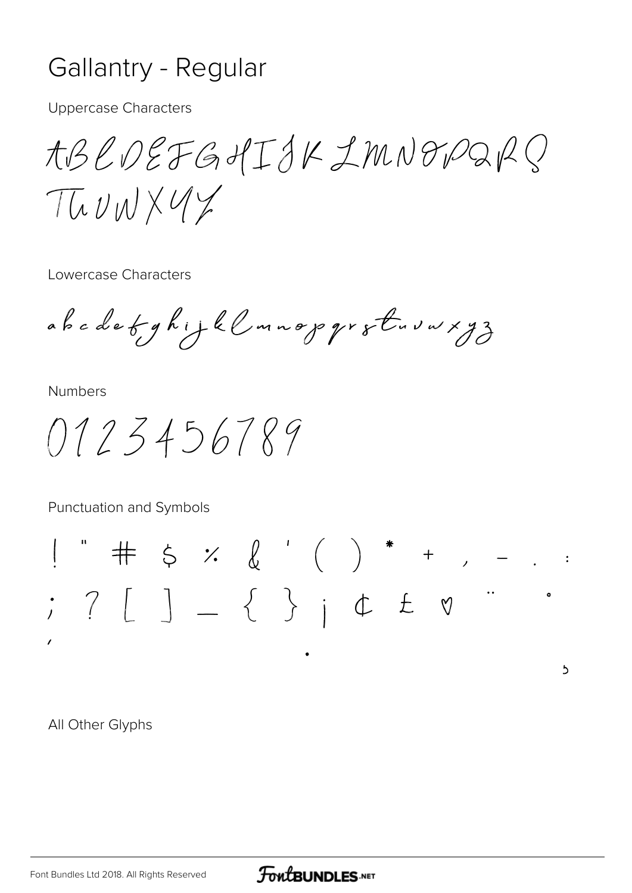# Gallantry - Regular

Uppercase Characters

ABCDEFGHIJKLMNOPQRS
TUVWXYZ

Lowercase Characters

abcdefghijklmnopqrstuvwxyz

Numbers

0123456789

Punctuation and Symbols

! " # $ % & ' ( ) * + , - . :
; ? [ ] _ { } ¡ ¢ £ ♡ ¨ °
´
·
¸

All Other Glyphs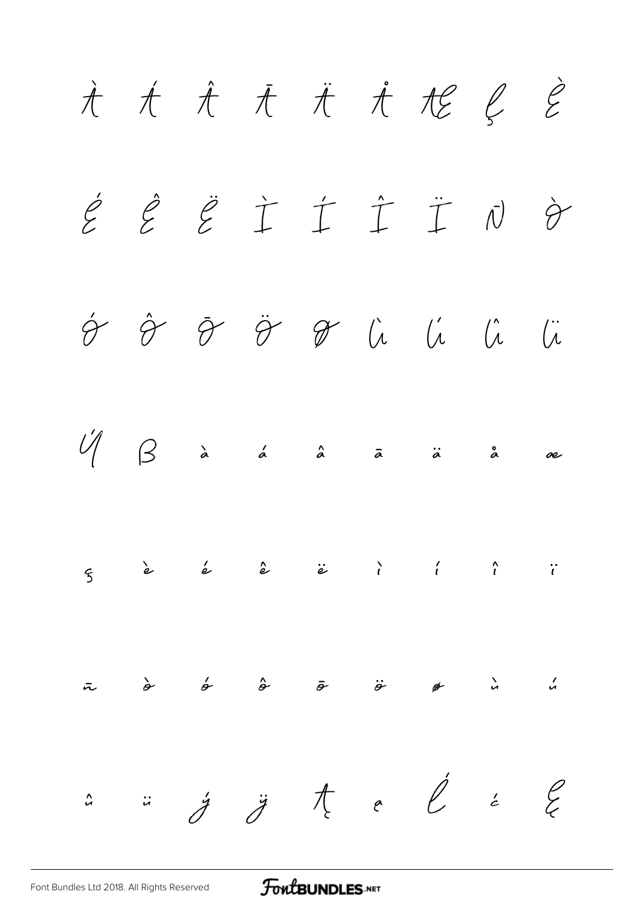À Á Â Ã Ä Å Æ Ç È

É Ê Ë Ì Í Î Ï Ñ Ò

Ó Ô Õ Ö Ø Ù Ú Û Ü

Ý ß à á â ã ä å æ

ç è é ê ë ì í î ï

ñ ò ó ô õ ö ø ù ú

û ü ý ÿ Ą ą Ć ć Ę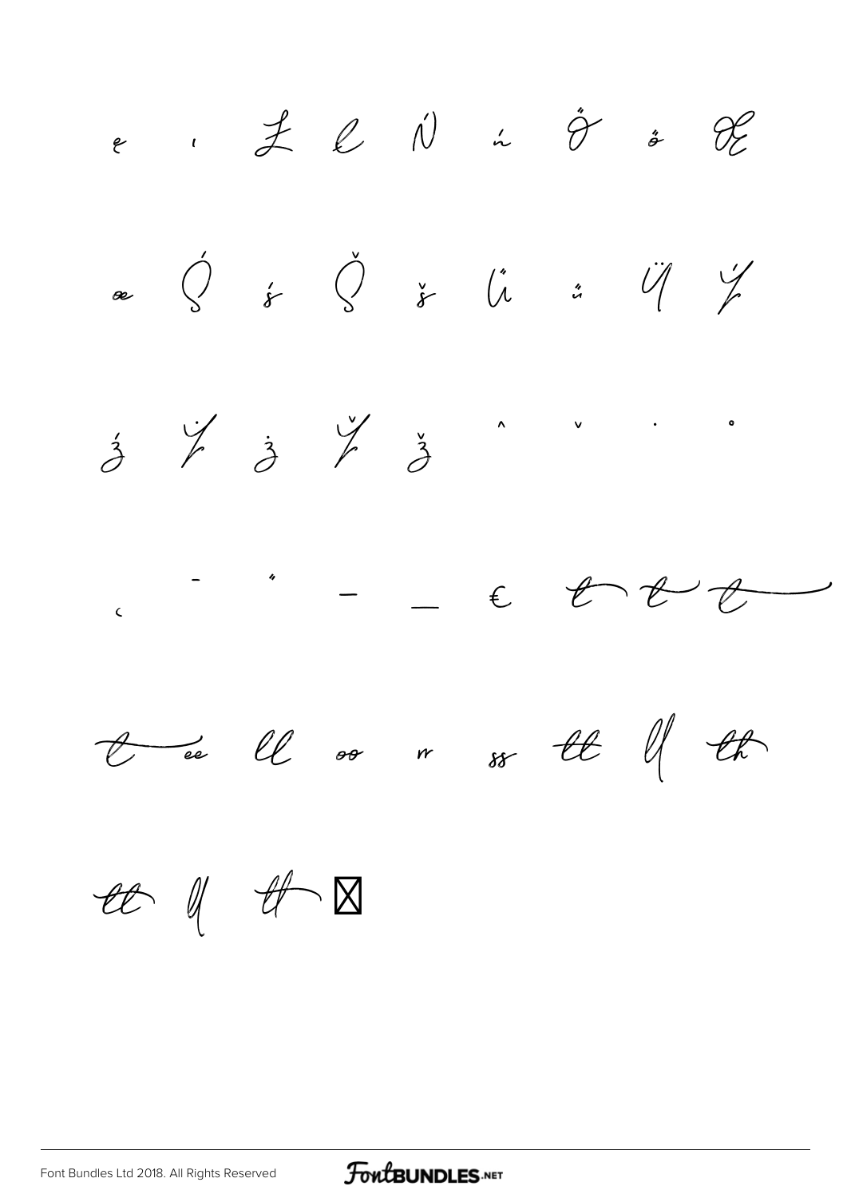ę ı Ł ł Ń ń Ő ő Œ

œ Ś ś Š š Ű ű Ÿ Ź

ź Ż ż Ž ž ˆ ˇ ˙ ˚

˛ ˜ ˝ – — € 

ll oo rr ss tt ll th

tt ll tt